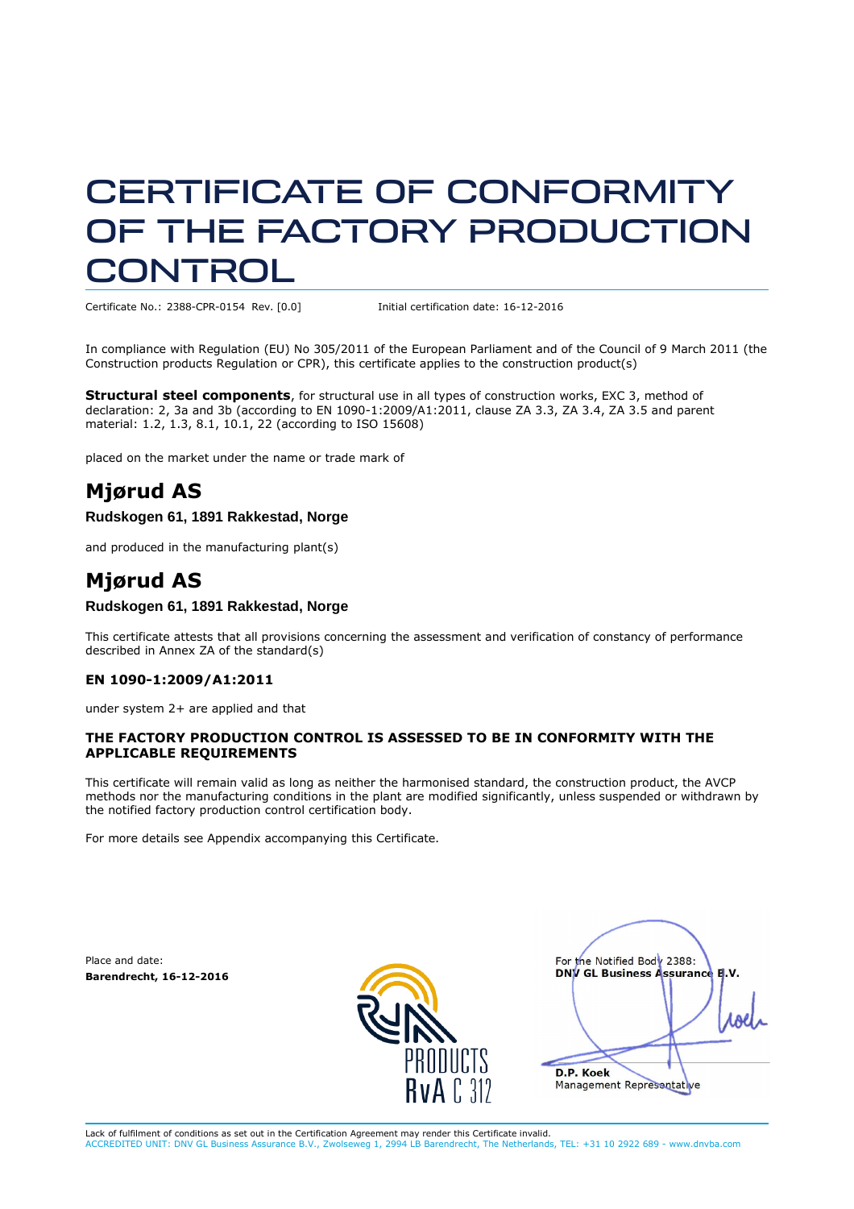# CERTIFICATE OF CONFORMITY OF THE FACTORY PRODUCTION CONTROL

Certificate No.: 2388-CPR-0154 Rev. [0.0]  Initial certification date: 16-12-2016

In compliance with Regulation (EU) No 305/2011 of the European Parliament and of the Council of 9 March 2011 (the Construction products Regulation or CPR), this certificate applies to the construction product(s)

**Structural steel components**, for structural use in all types of construction works, EXC 3, method of declaration: 2, 3a and 3b (according to EN 1090-1:2009/A1:2011, clause ZA 3.3, ZA 3.4, ZA 3.5 and parent material: 1.2, 1.3, 8.1, 10.1, 22 (according to ISO 15608)

placed on the market under the name or trade mark of

## Mjørud AS

**Rudskogen 61, 1891 Rakkestad, Norge**

and produced in the manufacturing plant(s)

## Mjørud AS

**Rudskogen 61, 1891 Rakkestad, Norge**

This certificate attests that all provisions concerning the assessment and verification of constancy of performance described in Annex ZA of the standard(s)

**EN 1090-1:2009/A1:2011**

under system 2+ are applied and that

**THE FACTORY PRODUCTION CONTROL IS ASSESSED TO BE IN CONFORMITY WITH THE APPLICABLE REQUIREMENTS**

This certificate will remain valid as long as neither the harmonised standard, the construction product, the AVCP methods nor the manufacturing conditions in the plant are modified significantly, unless suspended or withdrawn by the notified factory production control certification body.

For more details see Appendix accompanying this Certificate.

Place and date:
**Barendrecht, 16-12-2016**

PRODUCTS
RvA C 312

For the Notified Body 2388:
**DNV GL Business Assurance B.V.**

**D.P. Koek**
Management Representative

Lack of fulfilment of conditions as set out in the Certification Agreement may render this Certificate invalid.
ACCREDITED UNIT: DNV GL Business Assurance B.V., Zwolseweg 1, 2994 LB Barendrecht, The Netherlands, TEL: +31 10 2922 689 - www.dnvba.com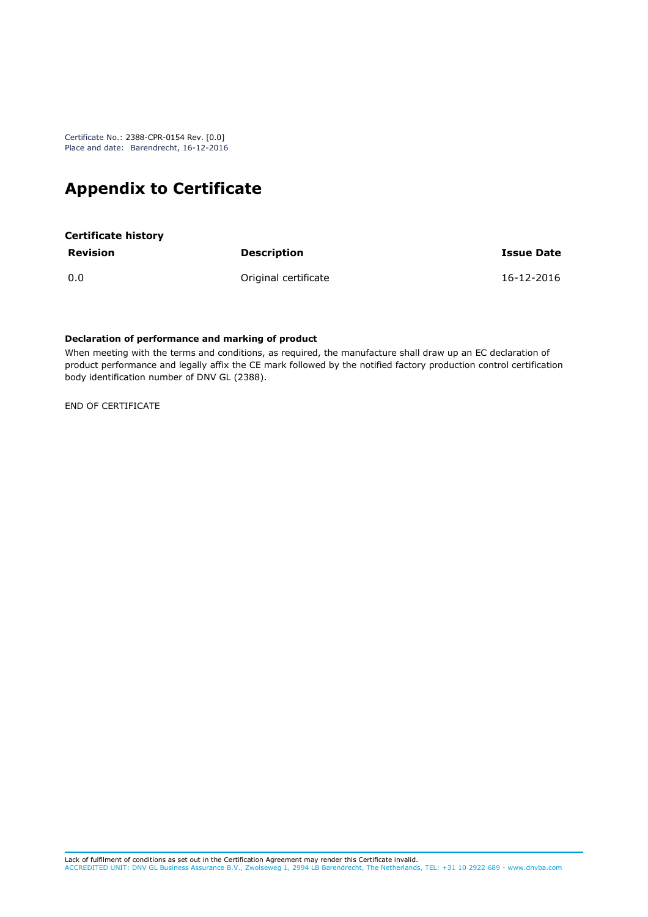Certificate No.: 2388-CPR-0154 Rev. [0.0]
Place and date: Barendrecht, 16-12-2016

# Appendix to Certificate

### Certificate history

| Revision | Description | Issue Date |
|---|---|---|
| 0.0 | Original certificate | 16-12-2016 |

**Declaration of performance and marking of product**

When meeting with the terms and conditions, as required, the manufacture shall draw up an EC declaration of product performance and legally affix the CE mark followed by the notified factory production control certification body identification number of DNV GL (2388).

END OF CERTIFICATE

Lack of fulfilment of conditions as set out in the Certification Agreement may render this Certificate invalid.
ACCREDITED UNIT: DNV GL Business Assurance B.V., Zwolseweg 1, 2994 LB Barendrecht, The Netherlands, TEL: +31 10 2922 689 - www.dnvba.com